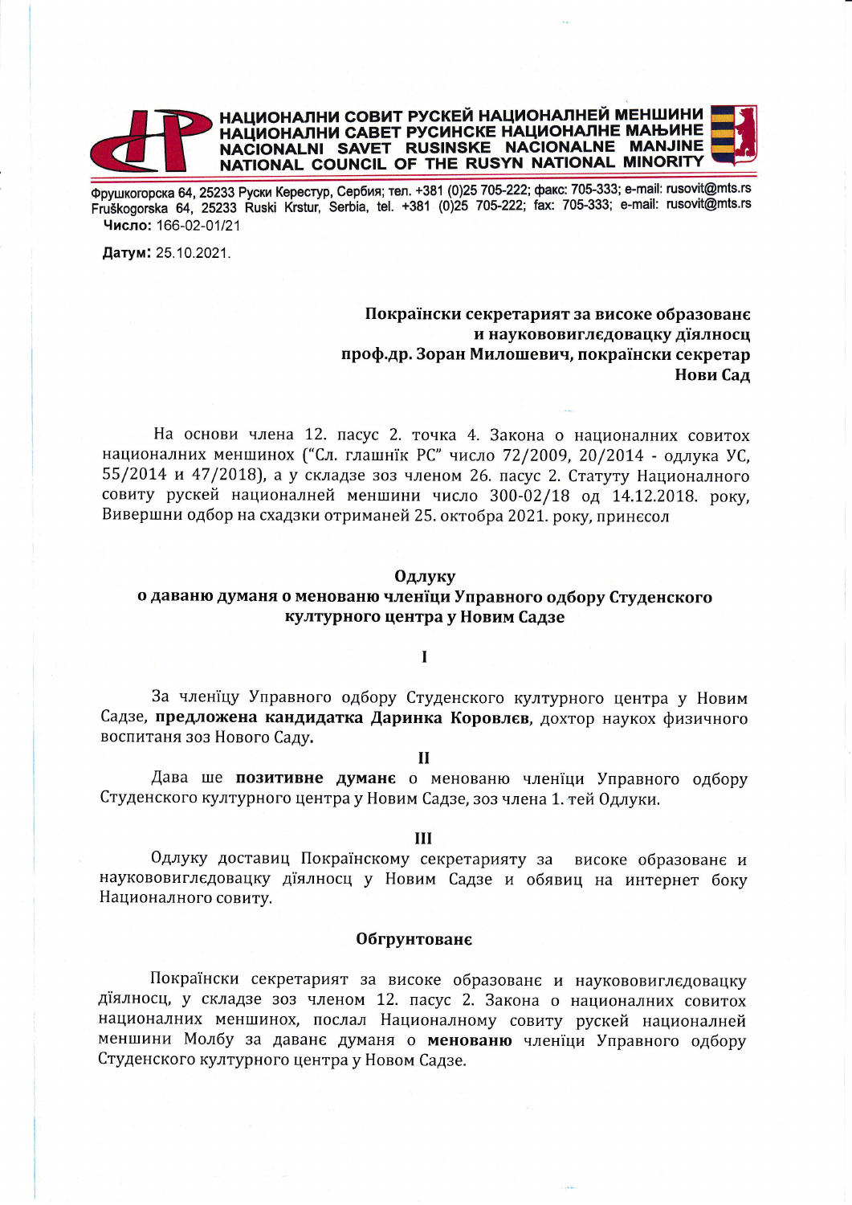**НАЦИОНАЛНИ СОВИТ РУСКЕЙ НАЦИОНАЛНЕЙ МЕНШИНИ**
**НАЦИОНАЛНИ САВЕТ РУСИНСКЕ НАЦИОНАЛНЕ МАЊИНЕ**
**NACIONALNI SAVET RUSINSKE NACIONALNE MANJINE**
**NATIONAL COUNCIL OF THE RUSYN NATIONAL MINORITY**

Фрушкогорска 64, 25233 Руски Керестур, Сербия; тел. +381 (0)25 705-222; факс: 705-333; e-mail: rusovit@mts.rs
Fruškogorska 64, 25233 Ruski Krstur, Serbia, tel. +381 (0)25 705-222; fax: 705-333; e-mail: rusovit@mts.rs

**Число:** 166-02-01/21

**Датум:** 25.10.2021.

**Покраїнски секретарият за високе образованє**
**и науковоиглєдовацку дїялносц**
**проф.др. Зоран Милошевич, покраїнски секретар**
**Нови Сад**

На основи члена 12. пасус 2. точка 4. Закона о националних совитох националних меншинох ("Сл. глашнїк РС" число 72/2009, 20/2014 - одлука УС, 55/2014 и 47/2018), а у складзе зоз членом 26. пасус 2. Статуту Националного совиту рускей националней меншини число 300-02/18 од 14.12.2018. року, Виворшни одбор на схадзки отриманей 25. октобра 2021. року, принєсол

**Одлуку**
**о даваню думаня о менованю членїци Управного одбору Студенского културного центра у Новим Садзе**

**I**

За членїцу Управного одбору Студенского културного центра у Новим Садзе, **предложена кандидатка Даринка Коровлєв**, дохтор наукох физичного воспитаня зоз Нового Саду.

**II**

Дава ше **позитивне думанє** о менованю членїци Управного одбору Студенского културного центра у Новим Садзе, зоз члена 1. тей Одлуки.

**III**

Одлуку доставиц Покраїнскому секретарияту за високе образованє и науковоиглєдовацку дїялносц у Новим Садзе и обявиц на интернет боку Националного совиту.

**Обгрунтованє**

Покраїнски секретарият за високе образованє и науковоиглєдовацку дїялносц, у складзе зоз членом 12. пасус 2. Закона о националних совитох националних меншинох, послал Националному совиту рускей националней меншини Молбу за даванє думаня о **менованю** членїци Управного одбору Студенского културного центра у Новом Садзе.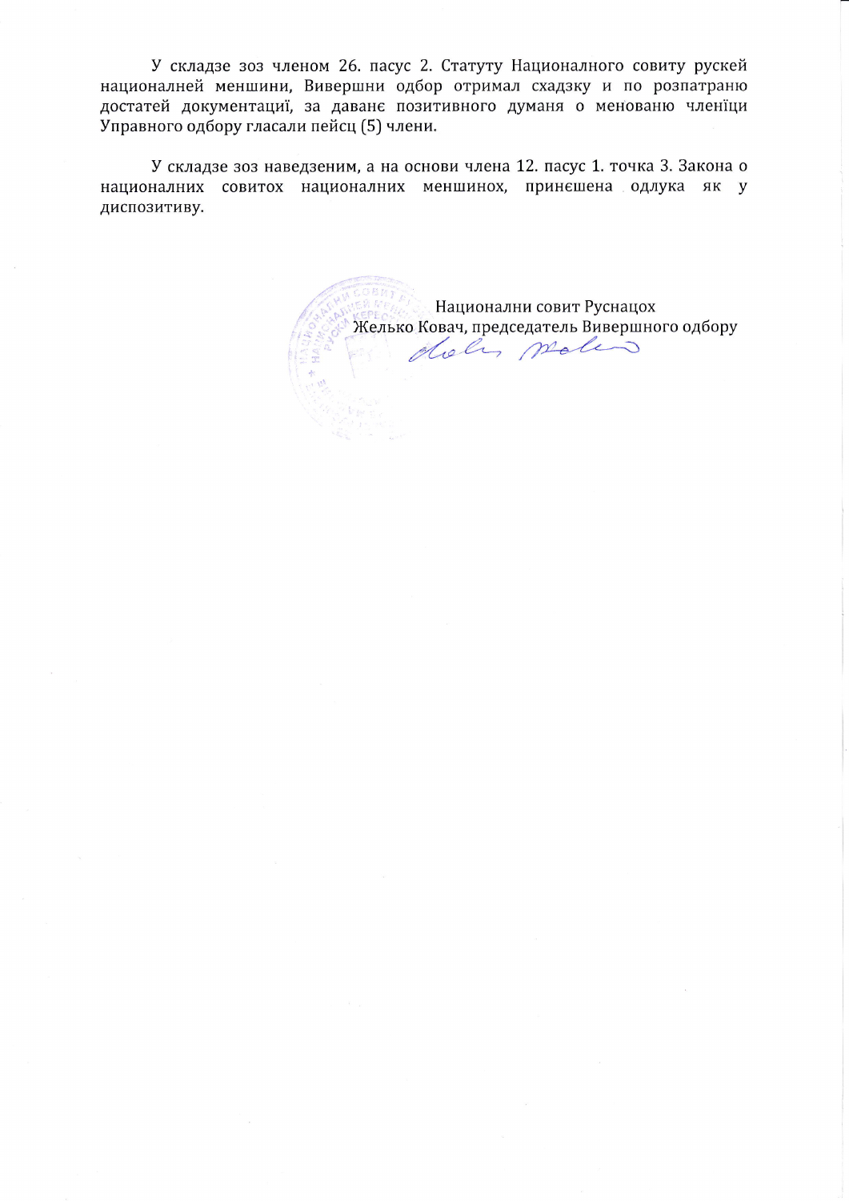У складзе зоз членом 26. пасус 2. Статуту Националного совиту рускей националней меншини, Виврешни одбор отримал схадзку и по розпатраню достатей документациї, за даванє позитивного думаня о менованю члениці Управного одбору гласали пейсц (5) члени.

У складзе зоз наведзеним, а на основи члена 12. пасус 1. точка 3. Закона о националних совитох националних меншинох, принєшена одлука як у диспозитиву.

Национални совит Руснацох  
Желько Ковач, председатель Вивершного одбору